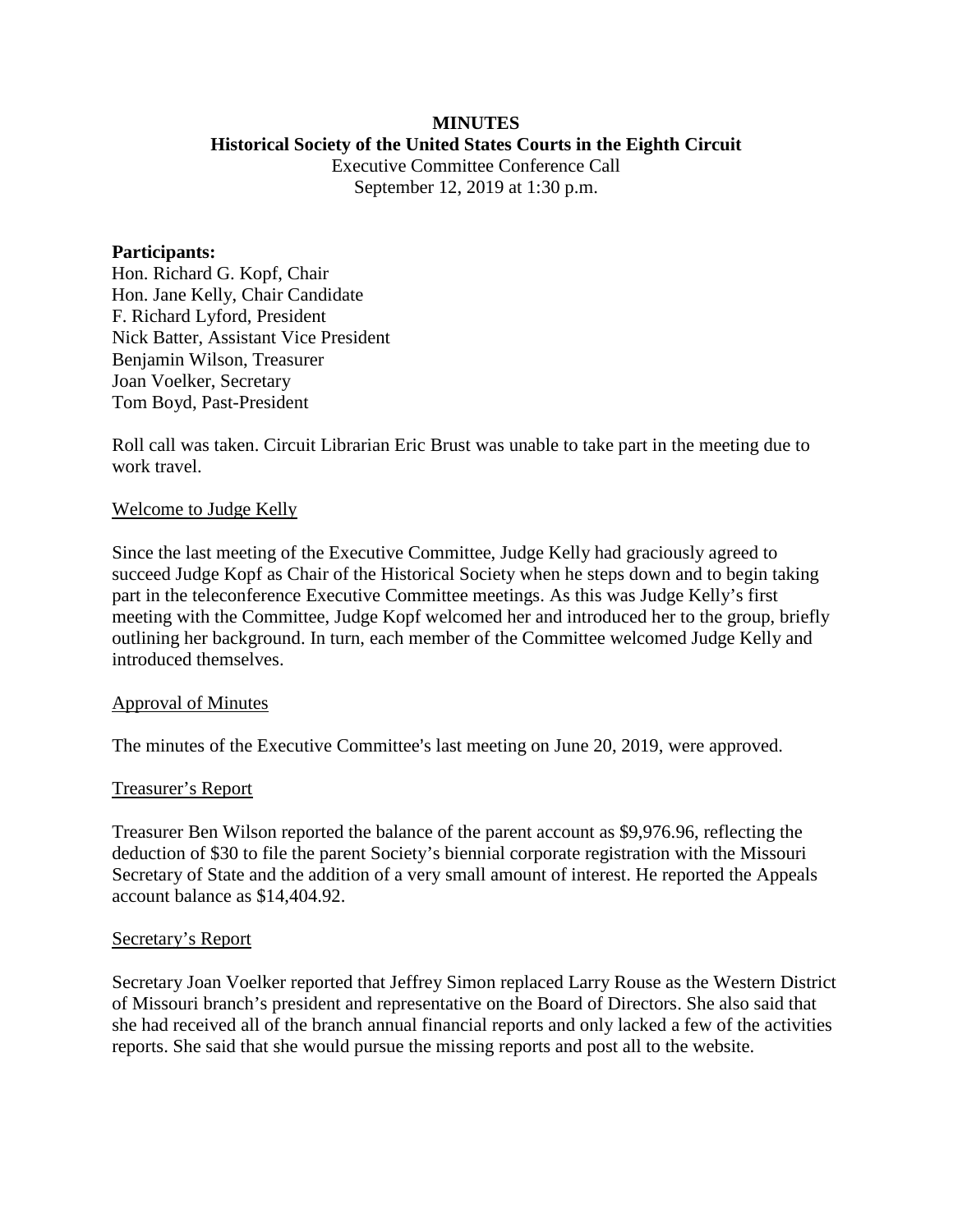**MINUTES**

**Historical Society of the United States Courts in the Eighth Circuit**

Executive Committee Conference Call

September 12, 2019 at 1:30 p.m.

**Participants:**

Hon. Richard G. Kopf, Chair
Hon. Jane Kelly, Chair Candidate
F. Richard Lyford, President
Nick Batter, Assistant Vice President
Benjamin Wilson, Treasurer
Joan Voelker, Secretary
Tom Boyd, Past-President

Roll call was taken. Circuit Librarian Eric Brust was unable to take part in the meeting due to work travel.

<u>Welcome to Judge Kelly</u>

Since the last meeting of the Executive Committee, Judge Kelly had graciously agreed to succeed Judge Kopf as Chair of the Historical Society when he steps down and to begin taking part in the teleconference Executive Committee meetings. As this was Judge Kelly's first meeting with the Committee, Judge Kopf welcomed her and introduced her to the group, briefly outlining her background. In turn, each member of the Committee welcomed Judge Kelly and introduced themselves.

<u>Approval of Minutes</u>

The minutes of the Executive Committee's last meeting on June 20, 2019, were approved.

<u>Treasurer's Report</u>

Treasurer Ben Wilson reported the balance of the parent account as $9,976.96, reflecting the deduction of $30 to file the parent Society's biennial corporate registration with the Missouri Secretary of State and the addition of a very small amount of interest. He reported the Appeals account balance as $14,404.92.

<u>Secretary's Report</u>

Secretary Joan Voelker reported that Jeffrey Simon replaced Larry Rouse as the Western District of Missouri branch's president and representative on the Board of Directors. She also said that she had received all of the branch annual financial reports and only lacked a few of the activities reports. She said that she would pursue the missing reports and post all to the website.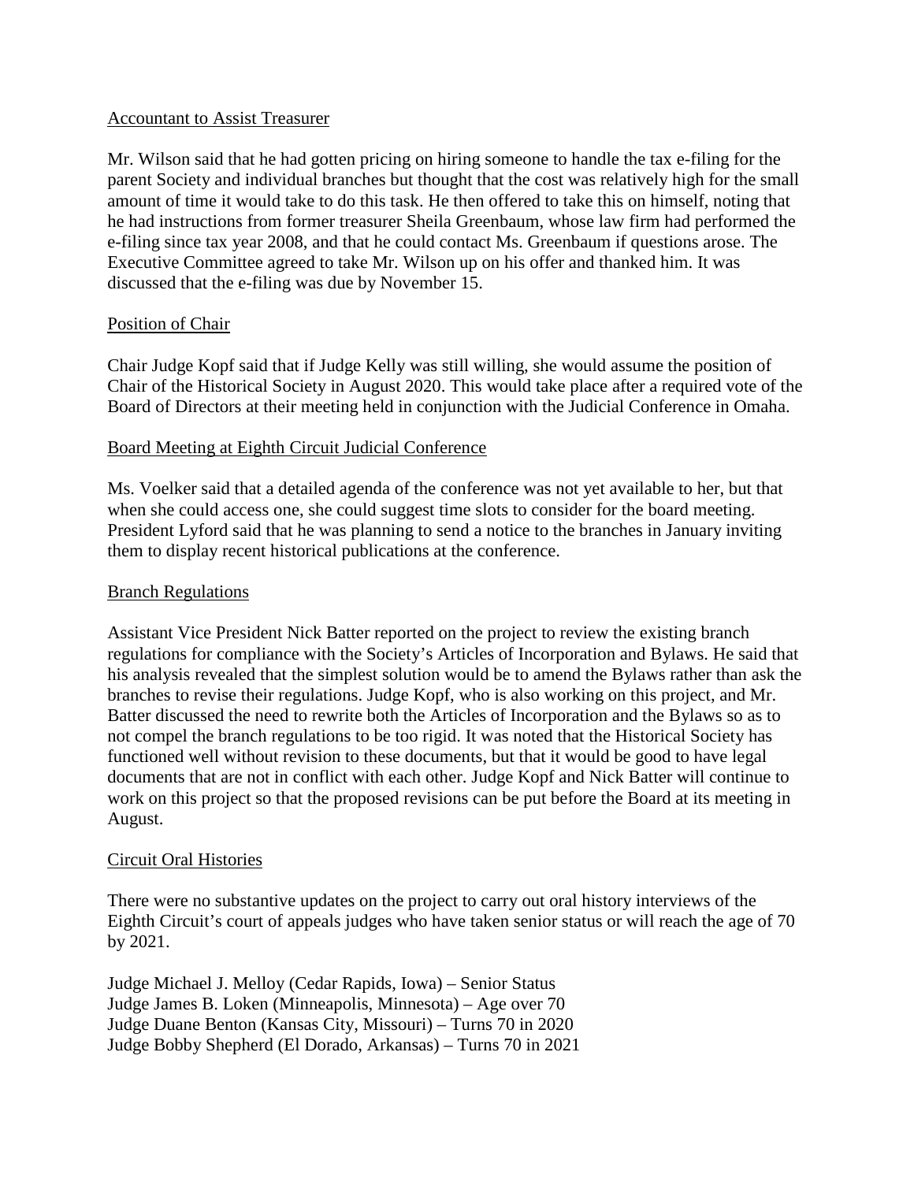## Accountant to Assist Treasurer

Mr. Wilson said that he had gotten pricing on hiring someone to handle the tax e-filing for the parent Society and individual branches but thought that the cost was relatively high for the small amount of time it would take to do this task. He then offered to take this on himself, noting that he had instructions from former treasurer Sheila Greenbaum, whose law firm had performed the e-filing since tax year 2008, and that he could contact Ms. Greenbaum if questions arose. The Executive Committee agreed to take Mr. Wilson up on his offer and thanked him. It was discussed that the e-filing was due by November 15.

## Position of Chair

Chair Judge Kopf said that if Judge Kelly was still willing, she would assume the position of Chair of the Historical Society in August 2020. This would take place after a required vote of the Board of Directors at their meeting held in conjunction with the Judicial Conference in Omaha.

## Board Meeting at Eighth Circuit Judicial Conference

Ms. Voelker said that a detailed agenda of the conference was not yet available to her, but that when she could access one, she could suggest time slots to consider for the board meeting. President Lyford said that he was planning to send a notice to the branches in January inviting them to display recent historical publications at the conference.

## Branch Regulations

Assistant Vice President Nick Batter reported on the project to review the existing branch regulations for compliance with the Society's Articles of Incorporation and Bylaws. He said that his analysis revealed that the simplest solution would be to amend the Bylaws rather than ask the branches to revise their regulations. Judge Kopf, who is also working on this project, and Mr. Batter discussed the need to rewrite both the Articles of Incorporation and the Bylaws so as to not compel the branch regulations to be too rigid. It was noted that the Historical Society has functioned well without revision to these documents, but that it would be good to have legal documents that are not in conflict with each other. Judge Kopf and Nick Batter will continue to work on this project so that the proposed revisions can be put before the Board at its meeting in August.

## Circuit Oral Histories

There were no substantive updates on the project to carry out oral history interviews of the Eighth Circuit's court of appeals judges who have taken senior status or will reach the age of 70 by 2021.

Judge Michael J. Melloy (Cedar Rapids, Iowa) – Senior Status
Judge James B. Loken (Minneapolis, Minnesota) – Age over 70
Judge Duane Benton (Kansas City, Missouri) – Turns 70 in 2020
Judge Bobby Shepherd (El Dorado, Arkansas) – Turns 70 in 2021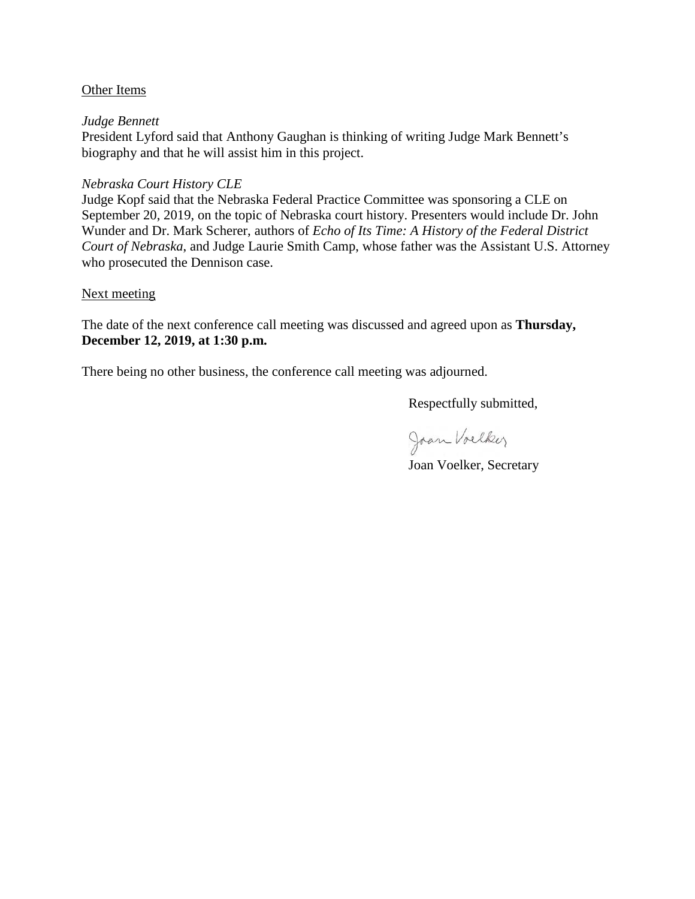Other Items

*Judge Bennett*
President Lyford said that Anthony Gaughan is thinking of writing Judge Mark Bennett's biography and that he will assist him in this project.

*Nebraska Court History CLE*
Judge Kopf said that the Nebraska Federal Practice Committee was sponsoring a CLE on September 20, 2019, on the topic of Nebraska court history. Presenters would include Dr. John Wunder and Dr. Mark Scherer, authors of *Echo of Its Time: A History of the Federal District Court of Nebraska*, and Judge Laurie Smith Camp, whose father was the Assistant U.S. Attorney who prosecuted the Dennison case.

Next meeting

The date of the next conference call meeting was discussed and agreed upon as **Thursday, December 12, 2019, at 1:30 p.m.**

There being no other business, the conference call meeting was adjourned.

Respectfully submitted,

Joan Voelker

Joan Voelker, Secretary